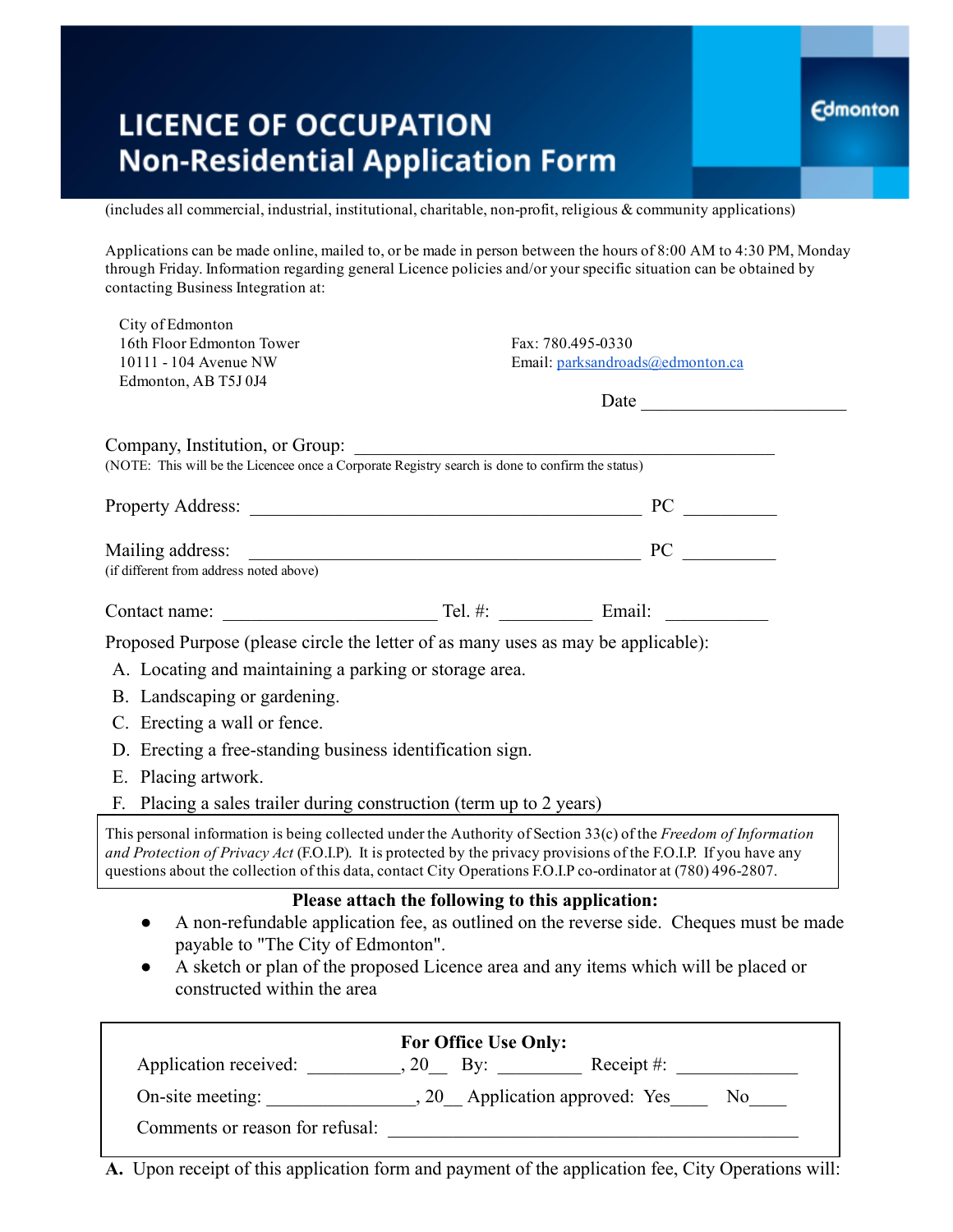# LICENCE OF OCCUPATION
## Non-Residential Application Form

Edmonton

(includes all commercial, industrial, institutional, charitable, non-profit, religious & community applications)

Applications can be made online, mailed to, or be made in person between the hours of 8:00 AM to 4:30 PM, Monday through Friday. Information regarding general Licence policies and/or your specific situation can be obtained by contacting Business Integration at:

City of Edmonton
16th Floor Edmonton Tower
10111 - 104 Avenue NW
Edmonton, AB T5J 0J4

Fax: 780.495-0330
Email: parksandroads@edmonton.ca

Date ______________________

Company, Institution, or Group: ______________________________________________
(NOTE: This will be the Licencee once a Corporate Registry search is done to confirm the status)

Property Address: ____________________________________________ PC __________

Mailing address: ____________________________________________ PC __________
(if different from address noted above)

Contact name: ______________________ Tel. #: __________ Email: ___________

Proposed Purpose (please circle the letter of as many uses as may be applicable):

A. Locating and maintaining a parking or storage area.
B. Landscaping or gardening.
C. Erecting a wall or fence.
D. Erecting a free-standing business identification sign.
E. Placing artwork.
F. Placing a sales trailer during construction (term up to 2 years)

This personal information is being collected under the Authority of Section 33(c) of the *Freedom of Information and Protection of Privacy Act* (F.O.I.P). It is protected by the privacy provisions of the F.O.I.P. If you have any questions about the collection of this data, contact City Operations F.O.I.P co-ordinator at (780) 496-2807.

**Please attach the following to this application:**

- A non-refundable application fee, as outlined on the reverse side. Cheques must be made payable to "The City of Edmonton".
- A sketch or plan of the proposed Licence area and any items which will be placed or constructed within the area

**For Office Use Only:**

Application received: __________, 20__ By: _________ Receipt #: _____________

On-site meeting: _______________, 20__ Application approved: Yes____ No____

Comments or reason for refusal: ____________________________________________

**A.** Upon receipt of this application form and payment of the application fee, City Operations will: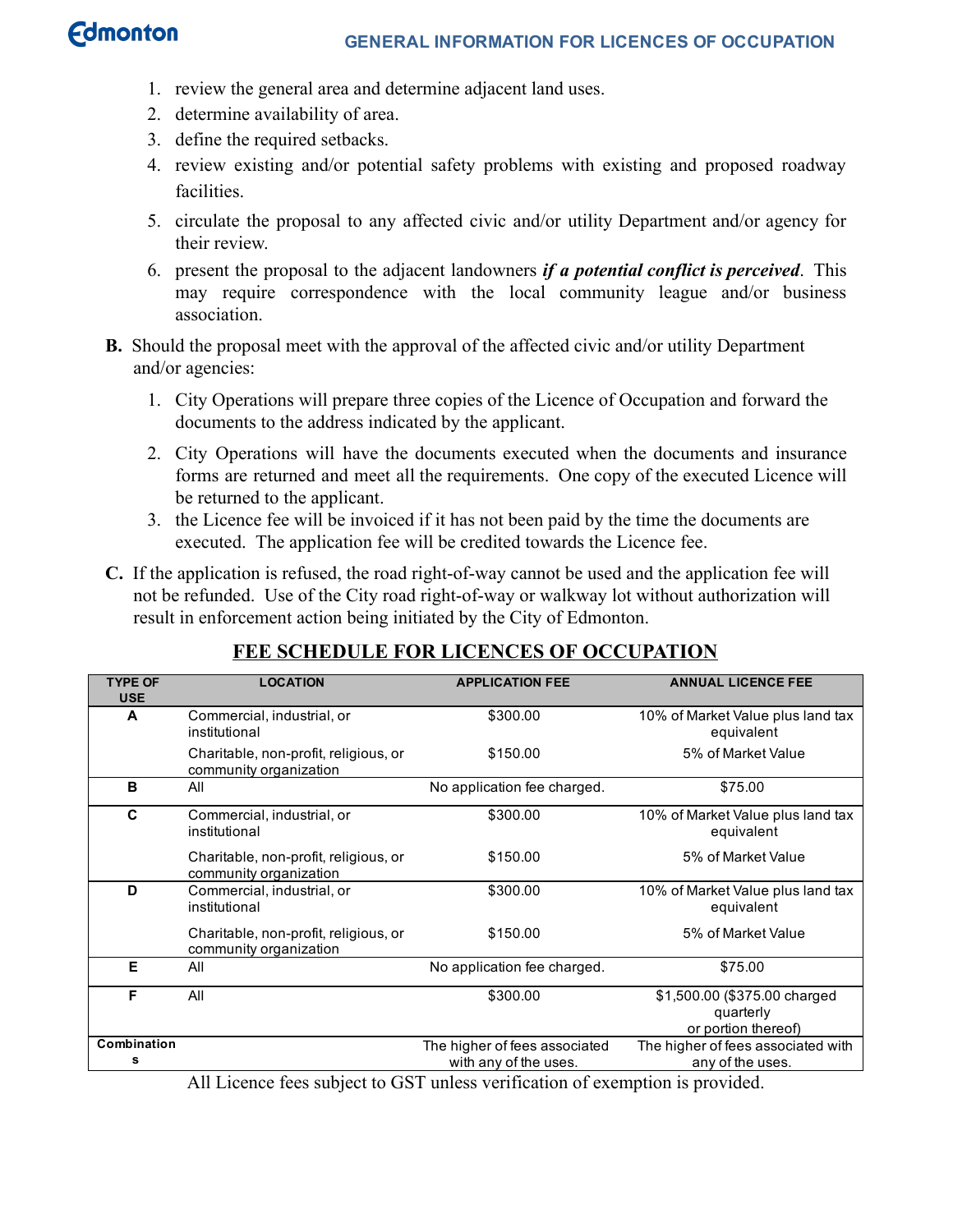1. review the general area and determine adjacent land uses.
2. determine availability of area.
3. define the required setbacks.
4. review existing and/or potential safety problems with existing and proposed roadway facilities.
5. circulate the proposal to any affected civic and/or utility Department and/or agency for their review.
6. present the proposal to the adjacent landowners ***if a potential conflict is perceived***. This may require correspondence with the local community league and/or business association.

**B.** Should the proposal meet with the approval of the affected civic and/or utility Department and/or agencies:

1. City Operations will prepare three copies of the Licence of Occupation and forward the documents to the address indicated by the applicant.
2. City Operations will have the documents executed when the documents and insurance forms are returned and meet all the requirements. One copy of the executed Licence will be returned to the applicant.
3. the Licence fee will be invoiced if it has not been paid by the time the documents are executed. The application fee will be credited towards the Licence fee.

**C.** If the application is refused, the road right-of-way cannot be used and the application fee will not be refunded. Use of the City road right-of-way or walkway lot without authorization will result in enforcement action being initiated by the City of Edmonton.

## FEE SCHEDULE FOR LICENCES OF OCCUPATION

| TYPE OF USE | LOCATION | APPLICATION FEE | ANNUAL LICENCE FEE |
|---|---|---|---|
| A | Commercial, industrial, or institutional | $300.00 | 10% of Market Value plus land tax equivalent |
| | Charitable, non-profit, religious, or community organization | $150.00 | 5% of Market Value |
| B | All | No application fee charged. | $75.00 |
| C | Commercial, industrial, or institutional | $300.00 | 10% of Market Value plus land tax equivalent |
| | Charitable, non-profit, religious, or community organization | $150.00 | 5% of Market Value |
| D | Commercial, industrial, or institutional | $300.00 | 10% of Market Value plus land tax equivalent |
| | Charitable, non-profit, religious, or community organization | $150.00 | 5% of Market Value |
| E | All | No application fee charged. | $75.00 |
| F | All | $300.00 | $1,500.00 ($375.00 charged quarterly or portion thereof) |
| Combinations | | The higher of fees associated with any of the uses. | The higher of fees associated with any of the uses. |

All Licence fees subject to GST unless verification of exemption is provided.